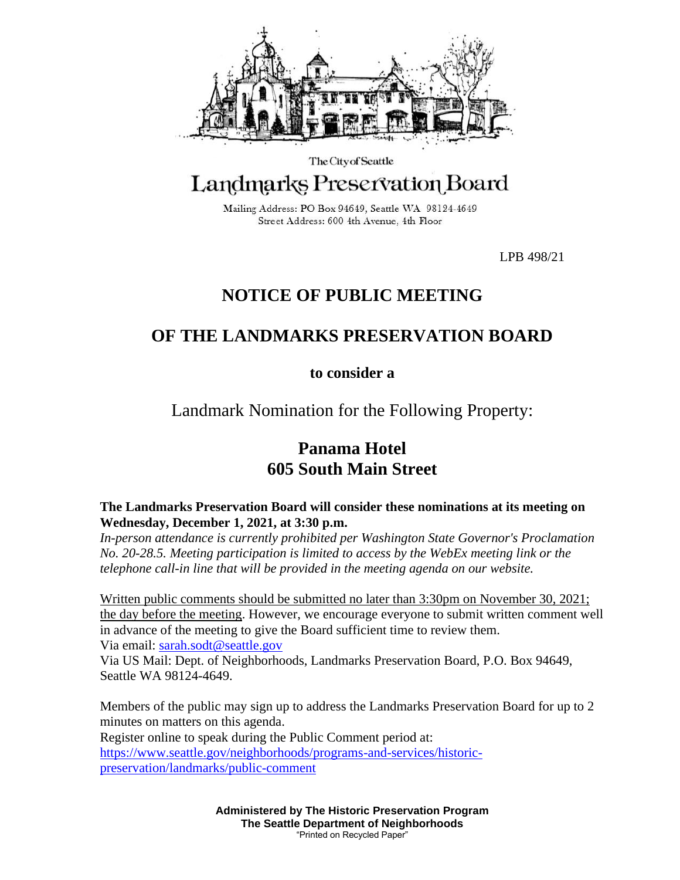The City of Seattle

# Landmarks Preservation Board

Mailing Address: PO Box 94649, Seattle WA 98124-4649
Street Address: 600 4th Avenue, 4th Floor

LPB 498/21

# NOTICE OF PUBLIC MEETING

# OF THE LANDMARKS PRESERVATION BOARD

**to consider a**

## Landmark Nomination for the Following Property:

## Panama Hotel
## 605 South Main Street

**The Landmarks Preservation Board will consider these nominations at its meeting on Wednesday, December 1, 2021, at 3:30 p.m.**

*In-person attendance is currently prohibited per Washington State Governor's Proclamation No. 20-28.5. Meeting participation is limited to access by the WebEx meeting link or the telephone call-in line that will be provided in the meeting agenda on our website.*

Written public comments should be submitted no later than 3:30pm on November 30, 2021; the day before the meeting. However, we encourage everyone to submit written comment well in advance of the meeting to give the Board sufficient time to review them.

Via email: sarah.sodt@seattle.gov

Via US Mail: Dept. of Neighborhoods, Landmarks Preservation Board, P.O. Box 94649, Seattle WA 98124-4649.

Members of the public may sign up to address the Landmarks Preservation Board for up to 2 minutes on matters on this agenda.

Register online to speak during the Public Comment period at:
https://www.seattle.gov/neighborhoods/programs-and-services/historic-preservation/landmarks/public-comment

**Administered by The Historic Preservation Program**
**The Seattle Department of Neighborhoods**
"Printed on Recycled Paper"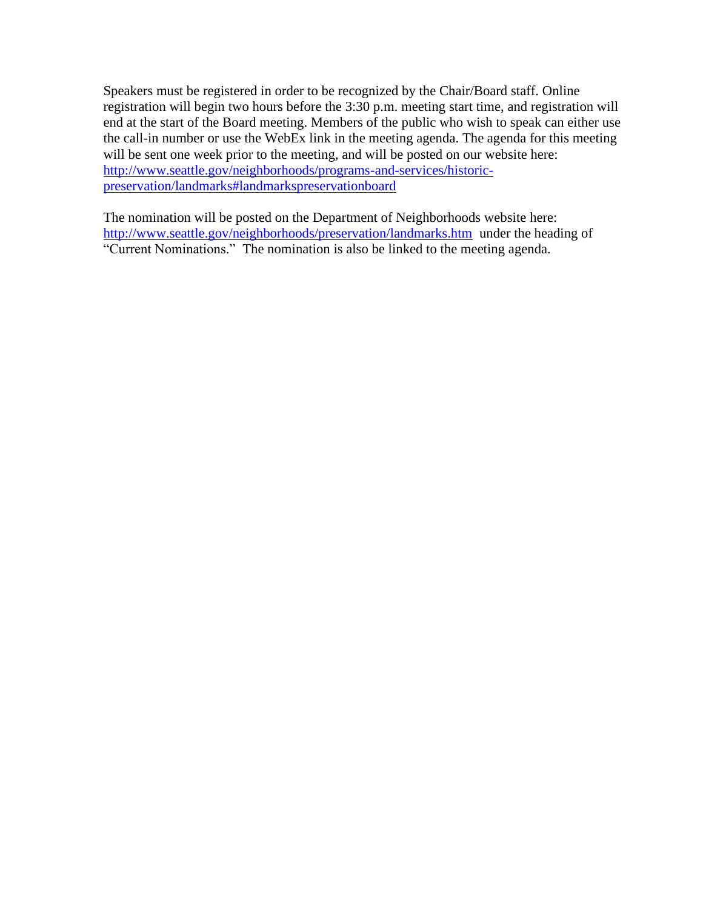Speakers must be registered in order to be recognized by the Chair/Board staff. Online registration will begin two hours before the 3:30 p.m. meeting start time, and registration will end at the start of the Board meeting. Members of the public who wish to speak can either use the call-in number or use the WebEx link in the meeting agenda. The agenda for this meeting will be sent one week prior to the meeting, and will be posted on our website here: [http://www.seattle.gov/neighborhoods/programs-and-services/historic-preservation/landmarks#landmarkspreservationboard](http://www.seattle.gov/neighborhoods/programs-and-services/historic-preservation/landmarks#landmarkspreservationboard)

The nomination will be posted on the Department of Neighborhoods website here: [http://www.seattle.gov/neighborhoods/preservation/landmarks.htm](http://www.seattle.gov/neighborhoods/preservation/landmarks.htm) under the heading of "Current Nominations." The nomination is also be linked to the meeting agenda.